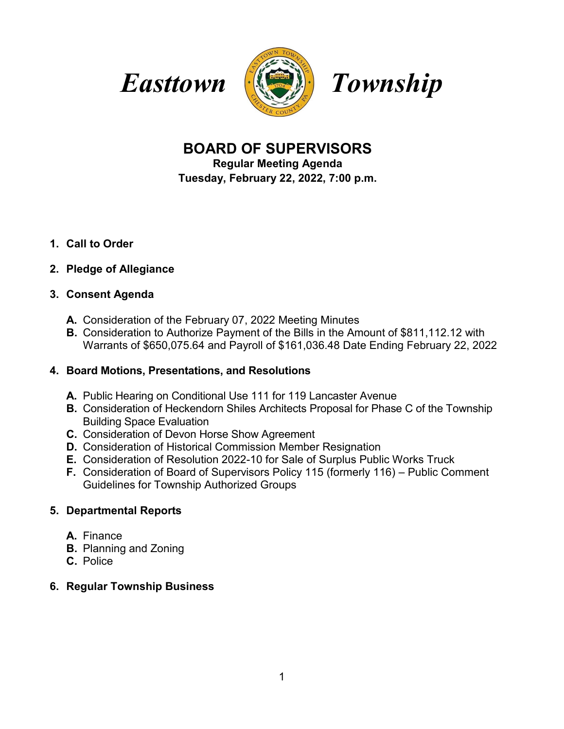# Easttown Township

## BOARD OF SUPERVISORS

**Regular Meeting Agenda**
**Tuesday, February 22, 2022, 7:00 p.m.**

1. **Call to Order**

2. **Pledge of Allegiance**

3. **Consent Agenda**

   **A.** Consideration of the February 07, 2022 Meeting Minutes
   **B.** Consideration to Authorize Payment of the Bills in the Amount of $811,112.12 with Warrants of $650,075.64 and Payroll of $161,036.48 Date Ending February 22, 2022

4. **Board Motions, Presentations, and Resolutions**

   **A.** Public Hearing on Conditional Use 111 for 119 Lancaster Avenue
   **B.** Consideration of Heckendorn Shiles Architects Proposal for Phase C of the Township Building Space Evaluation
   **C.** Consideration of Devon Horse Show Agreement
   **D.** Consideration of Historical Commission Member Resignation
   **E.** Consideration of Resolution 2022-10 for Sale of Surplus Public Works Truck
   **F.** Consideration of Board of Supervisors Policy 115 (formerly 116) – Public Comment Guidelines for Township Authorized Groups

5. **Departmental Reports**

   **A.** Finance
   **B.** Planning and Zoning
   **C.** Police

6. **Regular Township Business**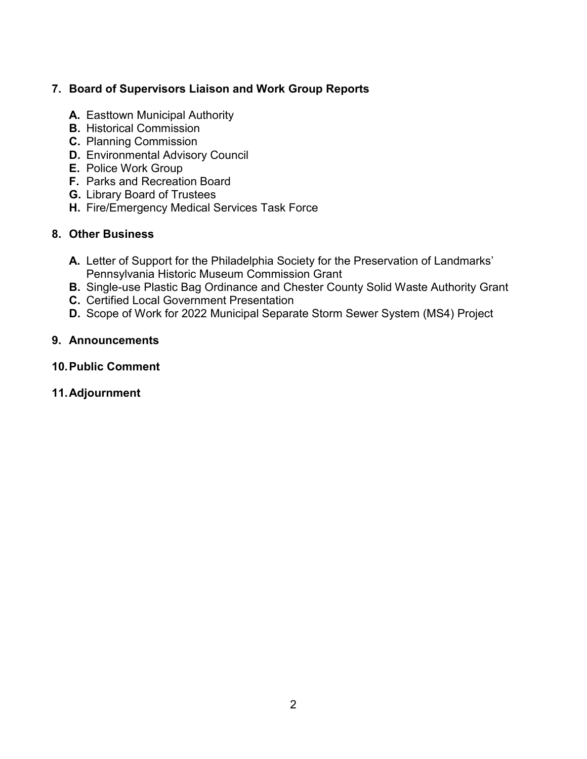7. **Board of Supervisors Liaison and Work Group Reports**

   **A.** Easttown Municipal Authority
   **B.** Historical Commission
   **C.** Planning Commission
   **D.** Environmental Advisory Council
   **E.** Police Work Group
   **F.** Parks and Recreation Board
   **G.** Library Board of Trustees
   **H.** Fire/Emergency Medical Services Task Force

8. **Other Business**

   **A.** Letter of Support for the Philadelphia Society for the Preservation of Landmarks' Pennsylvania Historic Museum Commission Grant
   **B.** Single-use Plastic Bag Ordinance and Chester County Solid Waste Authority Grant
   **C.** Certified Local Government Presentation
   **D.** Scope of Work for 2022 Municipal Separate Storm Sewer System (MS4) Project

9. **Announcements**

10. **Public Comment**

11. **Adjournment**